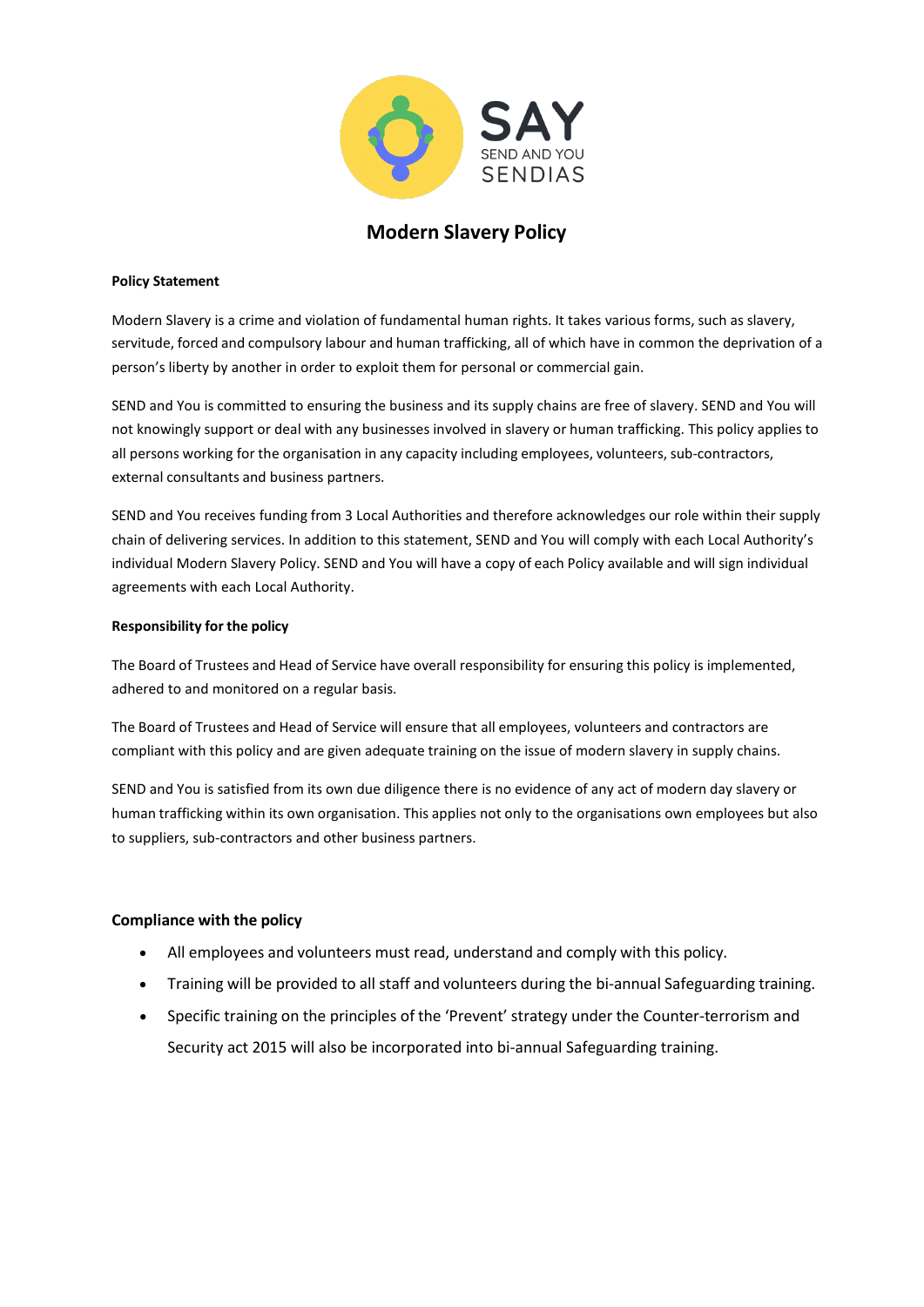SAY
SEND AND YOU
SENDIAS

# Modern Slavery Policy

**Policy Statement**

Modern Slavery is a crime and violation of fundamental human rights. It takes various forms, such as slavery, servitude, forced and compulsory labour and human trafficking, all of which have in common the deprivation of a person's liberty by another in order to exploit them for personal or commercial gain.

SEND and You is committed to ensuring the business and its supply chains are free of slavery. SEND and You will not knowingly support or deal with any businesses involved in slavery or human trafficking. This policy applies to all persons working for the organisation in any capacity including employees, volunteers, sub-contractors, external consultants and business partners.

SEND and You receives funding from 3 Local Authorities and therefore acknowledges our role within their supply chain of delivering services. In addition to this statement, SEND and You will comply with each Local Authority's individual Modern Slavery Policy. SEND and You will have a copy of each Policy available and will sign individual agreements with each Local Authority.

**Responsibility for the policy**

The Board of Trustees and Head of Service have overall responsibility for ensuring this policy is implemented, adhered to and monitored on a regular basis.

The Board of Trustees and Head of Service will ensure that all employees, volunteers and contractors are compliant with this policy and are given adequate training on the issue of modern slavery in supply chains.

SEND and You is satisfied from its own due diligence there is no evidence of any act of modern day slavery or human trafficking within its own organisation. This applies not only to the organisations own employees but also to suppliers, sub-contractors and other business partners.

**Compliance with the policy**

- All employees and volunteers must read, understand and comply with this policy.
- Training will be provided to all staff and volunteers during the bi-annual Safeguarding training.
- Specific training on the principles of the 'Prevent' strategy under the Counter-terrorism and Security act 2015 will also be incorporated into bi-annual Safeguarding training.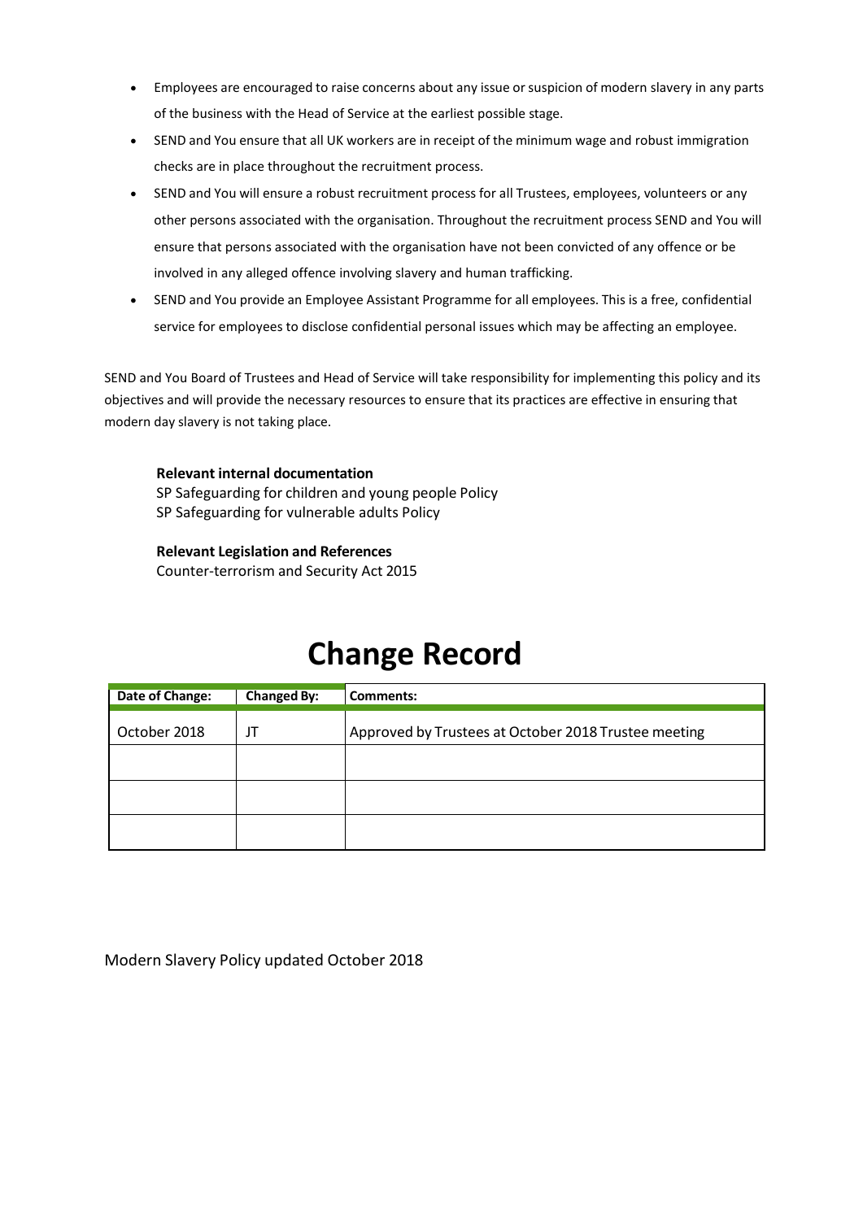- Employees are encouraged to raise concerns about any issue or suspicion of modern slavery in any parts of the business with the Head of Service at the earliest possible stage.
- SEND and You ensure that all UK workers are in receipt of the minimum wage and robust immigration checks are in place throughout the recruitment process.
- SEND and You will ensure a robust recruitment process for all Trustees, employees, volunteers or any other persons associated with the organisation. Throughout the recruitment process SEND and You will ensure that persons associated with the organisation have not been convicted of any offence or be involved in any alleged offence involving slavery and human trafficking.
- SEND and You provide an Employee Assistant Programme for all employees. This is a free, confidential service for employees to disclose confidential personal issues which may be affecting an employee.

SEND and You Board of Trustees and Head of Service will take responsibility for implementing this policy and its objectives and will provide the necessary resources to ensure that its practices are effective in ensuring that modern day slavery is not taking place.

**Relevant internal documentation**
SP Safeguarding for children and young people Policy
SP Safeguarding for vulnerable adults Policy

**Relevant Legislation and References**
Counter-terrorism and Security Act 2015

# Change Record

| Date of Change: | Changed By: | Comments: |
|---|---|---|
| October 2018 | JT | Approved by Trustees at October 2018 Trustee meeting |
| | | |
| | | |
| | | |

Modern Slavery Policy updated October 2018